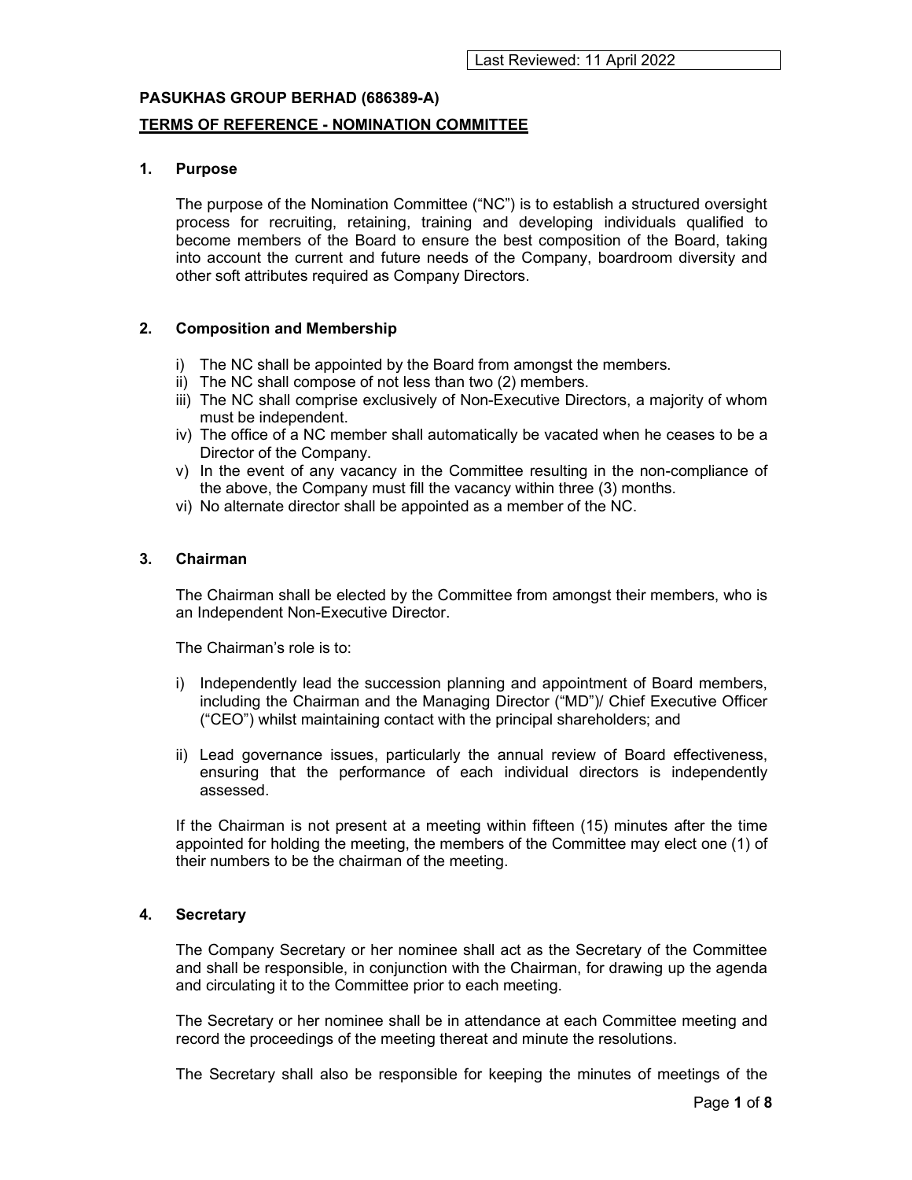Last Reviewed: 11 April 2022

**PASUKHAS GROUP BERHAD (686389-A)**

**TERMS OF REFERENCE - NOMINATION COMMITTEE**

## 1. Purpose

The purpose of the Nomination Committee ("NC") is to establish a structured oversight process for recruiting, retaining, training and developing individuals qualified to become members of the Board to ensure the best composition of the Board, taking into account the current and future needs of the Company, boardroom diversity and other soft attributes required as Company Directors.

## 2. Composition and Membership

i) The NC shall be appointed by the Board from amongst the members.
ii) The NC shall compose of not less than two (2) members.
iii) The NC shall comprise exclusively of Non-Executive Directors, a majority of whom must be independent.
iv) The office of a NC member shall automatically be vacated when he ceases to be a Director of the Company.
v) In the event of any vacancy in the Committee resulting in the non-compliance of the above, the Company must fill the vacancy within three (3) months.
vi) No alternate director shall be appointed as a member of the NC.

## 3. Chairman

The Chairman shall be elected by the Committee from amongst their members, who is an Independent Non-Executive Director.

The Chairman's role is to:

i) Independently lead the succession planning and appointment of Board members, including the Chairman and the Managing Director ("MD")/ Chief Executive Officer ("CEO") whilst maintaining contact with the principal shareholders; and

ii) Lead governance issues, particularly the annual review of Board effectiveness, ensuring that the performance of each individual directors is independently assessed.

If the Chairman is not present at a meeting within fifteen (15) minutes after the time appointed for holding the meeting, the members of the Committee may elect one (1) of their numbers to be the chairman of the meeting.

## 4. Secretary

The Company Secretary or her nominee shall act as the Secretary of the Committee and shall be responsible, in conjunction with the Chairman, for drawing up the agenda and circulating it to the Committee prior to each meeting.

The Secretary or her nominee shall be in attendance at each Committee meeting and record the proceedings of the meeting thereat and minute the resolutions.

The Secretary shall also be responsible for keeping the minutes of meetings of the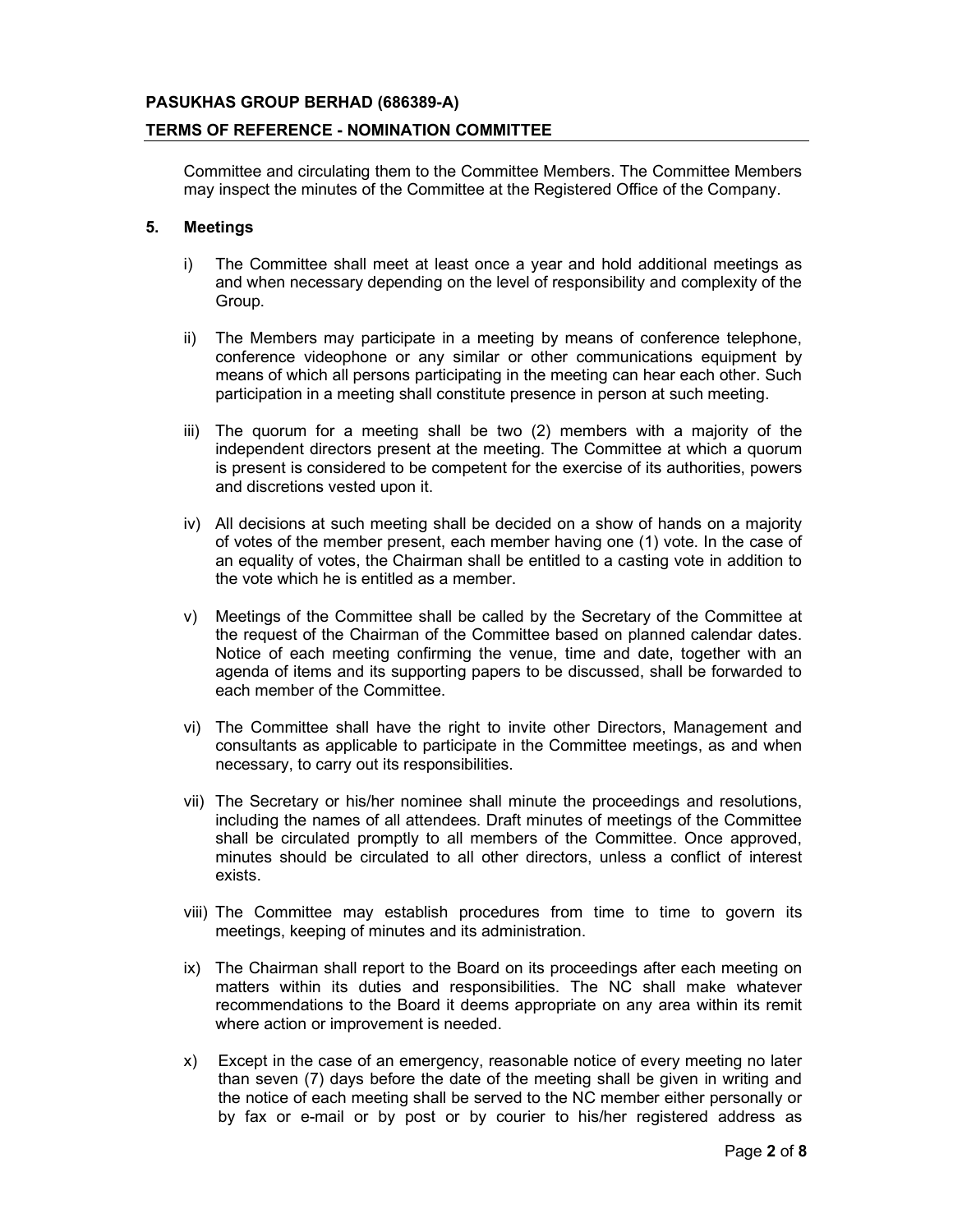Committee and circulating them to the Committee Members. The Committee Members may inspect the minutes of the Committee at the Registered Office of the Company.

## 5. Meetings

i) The Committee shall meet at least once a year and hold additional meetings as and when necessary depending on the level of responsibility and complexity of the Group.

ii) The Members may participate in a meeting by means of conference telephone, conference videophone or any similar or other communications equipment by means of which all persons participating in the meeting can hear each other. Such participation in a meeting shall constitute presence in person at such meeting.

iii) The quorum for a meeting shall be two (2) members with a majority of the independent directors present at the meeting. The Committee at which a quorum is present is considered to be competent for the exercise of its authorities, powers and discretions vested upon it.

iv) All decisions at such meeting shall be decided on a show of hands on a majority of votes of the member present, each member having one (1) vote. In the case of an equality of votes, the Chairman shall be entitled to a casting vote in addition to the vote which he is entitled as a member.

v) Meetings of the Committee shall be called by the Secretary of the Committee at the request of the Chairman of the Committee based on planned calendar dates. Notice of each meeting confirming the venue, time and date, together with an agenda of items and its supporting papers to be discussed, shall be forwarded to each member of the Committee.

vi) The Committee shall have the right to invite other Directors, Management and consultants as applicable to participate in the Committee meetings, as and when necessary, to carry out its responsibilities.

vii) The Secretary or his/her nominee shall minute the proceedings and resolutions, including the names of all attendees. Draft minutes of meetings of the Committee shall be circulated promptly to all members of the Committee. Once approved, minutes should be circulated to all other directors, unless a conflict of interest exists.

viii) The Committee may establish procedures from time to time to govern its meetings, keeping of minutes and its administration.

ix) The Chairman shall report to the Board on its proceedings after each meeting on matters within its duties and responsibilities. The NC shall make whatever recommendations to the Board it deems appropriate on any area within its remit where action or improvement is needed.

x) Except in the case of an emergency, reasonable notice of every meeting no later than seven (7) days before the date of the meeting shall be given in writing and the notice of each meeting shall be served to the NC member either personally or by fax or e-mail or by post or by courier to his/her registered address as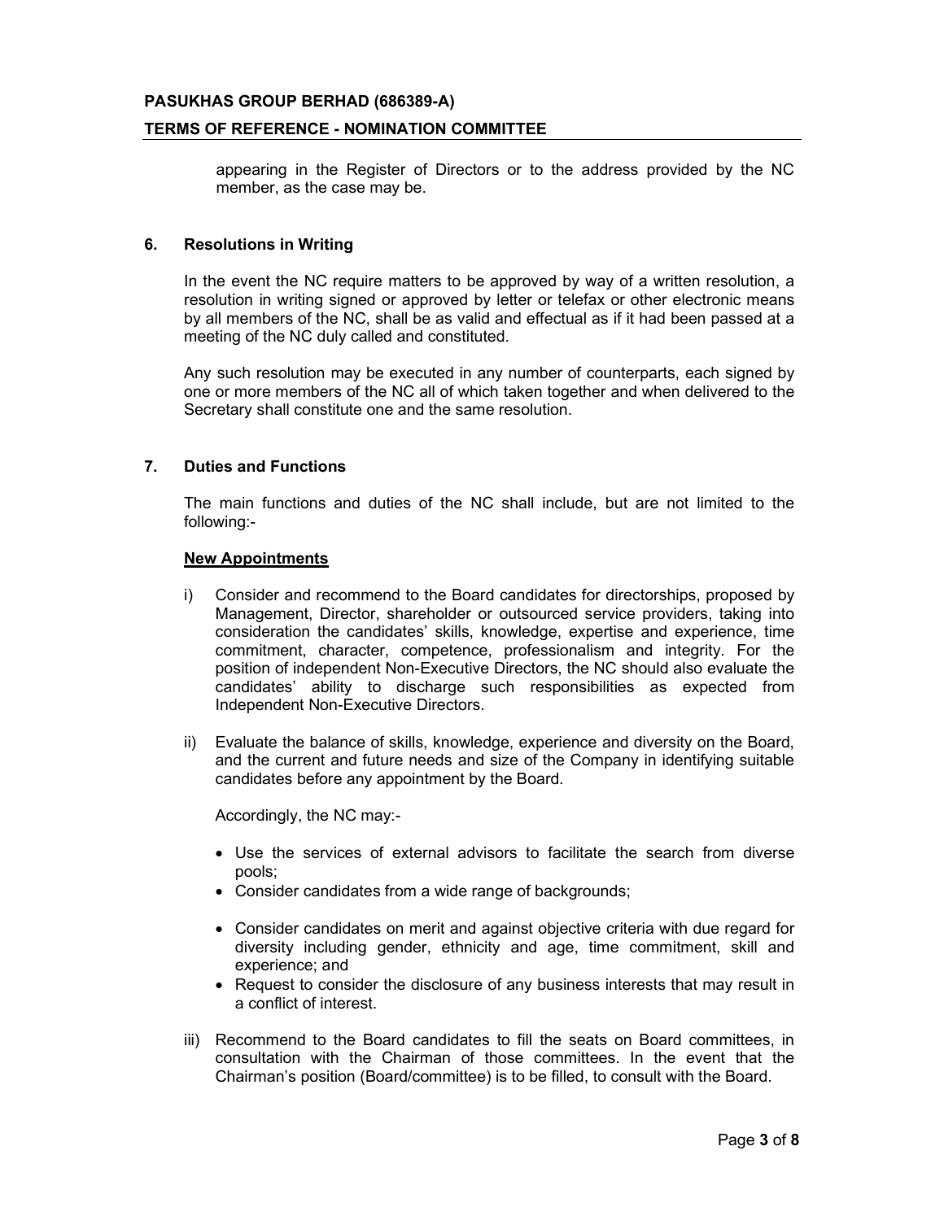appearing in the Register of Directors or to the address provided by the NC member, as the case may be.

## 6. Resolutions in Writing

In the event the NC require matters to be approved by way of a written resolution, a resolution in writing signed or approved by letter or telefax or other electronic means by all members of the NC, shall be as valid and effectual as if it had been passed at a meeting of the NC duly called and constituted.

Any such resolution may be executed in any number of counterparts, each signed by one or more members of the NC all of which taken together and when delivered to the Secretary shall constitute one and the same resolution.

## 7. Duties and Functions

The main functions and duties of the NC shall include, but are not limited to the following:-

**New Appointments**

i) Consider and recommend to the Board candidates for directorships, proposed by Management, Director, shareholder or outsourced service providers, taking into consideration the candidates' skills, knowledge, expertise and experience, time commitment, character, competence, professionalism and integrity. For the position of independent Non-Executive Directors, the NC should also evaluate the candidates' ability to discharge such responsibilities as expected from Independent Non-Executive Directors.

ii) Evaluate the balance of skills, knowledge, experience and diversity on the Board, and the current and future needs and size of the Company in identifying suitable candidates before any appointment by the Board.

   Accordingly, the NC may:-

   - Use the services of external advisors to facilitate the search from diverse pools;
   - Consider candidates from a wide range of backgrounds;
   - Consider candidates on merit and against objective criteria with due regard for diversity including gender, ethnicity and age, time commitment, skill and experience; and
   - Request to consider the disclosure of any business interests that may result in a conflict of interest.

iii) Recommend to the Board candidates to fill the seats on Board committees, in consultation with the Chairman of those committees. In the event that the Chairman's position (Board/committee) is to be filled, to consult with the Board.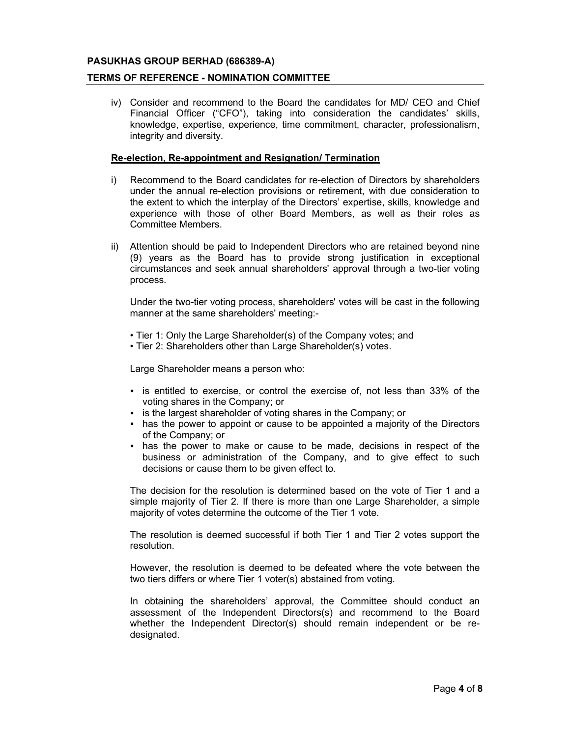iv) Consider and recommend to the Board the candidates for MD/ CEO and Chief Financial Officer ("CFO"), taking into consideration the candidates' skills, knowledge, expertise, experience, time commitment, character, professionalism, integrity and diversity.

**Re-election, Re-appointment and Resignation/ Termination**

i) Recommend to the Board candidates for re-election of Directors by shareholders under the annual re-election provisions or retirement, with due consideration to the extent to which the interplay of the Directors' expertise, skills, knowledge and experience with those of other Board Members, as well as their roles as Committee Members.

ii) Attention should be paid to Independent Directors who are retained beyond nine (9) years as the Board has to provide strong justification in exceptional circumstances and seek annual shareholders' approval through a two-tier voting process.

Under the two-tier voting process, shareholders' votes will be cast in the following manner at the same shareholders' meeting:-

- Tier 1: Only the Large Shareholder(s) of the Company votes; and
- Tier 2: Shareholders other than Large Shareholder(s) votes.

Large Shareholder means a person who:

- is entitled to exercise, or control the exercise of, not less than 33% of the voting shares in the Company; or
- is the largest shareholder of voting shares in the Company; or
- has the power to appoint or cause to be appointed a majority of the Directors of the Company; or
- has the power to make or cause to be made, decisions in respect of the business or administration of the Company, and to give effect to such decisions or cause them to be given effect to.

The decision for the resolution is determined based on the vote of Tier 1 and a simple majority of Tier 2. If there is more than one Large Shareholder, a simple majority of votes determine the outcome of the Tier 1 vote.

The resolution is deemed successful if both Tier 1 and Tier 2 votes support the resolution.

However, the resolution is deemed to be defeated where the vote between the two tiers differs or where Tier 1 voter(s) abstained from voting.

In obtaining the shareholders' approval, the Committee should conduct an assessment of the Independent Directors(s) and recommend to the Board whether the Independent Director(s) should remain independent or be re-designated.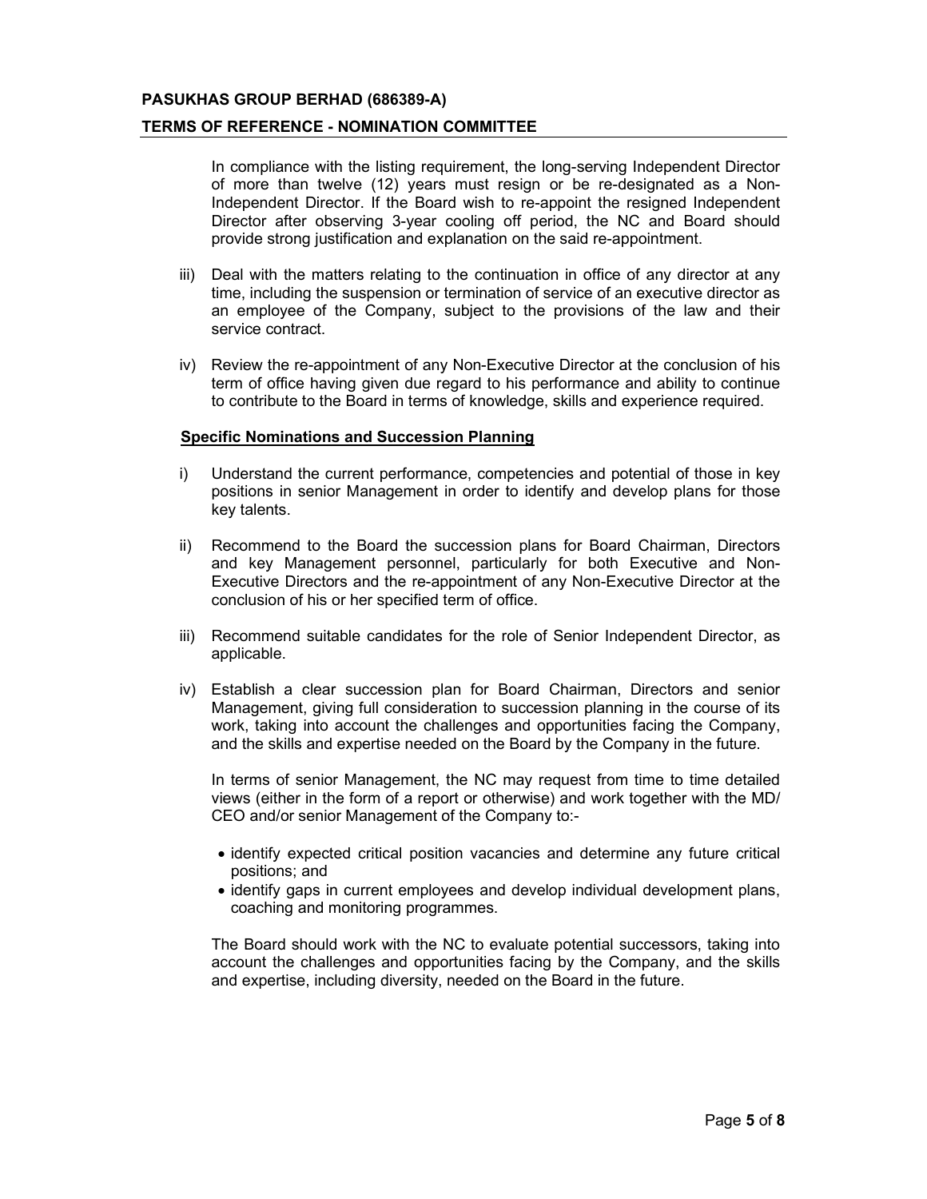In compliance with the listing requirement, the long-serving Independent Director of more than twelve (12) years must resign or be re-designated as a Non-Independent Director. If the Board wish to re-appoint the resigned Independent Director after observing 3-year cooling off period, the NC and Board should provide strong justification and explanation on the said re-appointment.

iii) Deal with the matters relating to the continuation in office of any director at any time, including the suspension or termination of service of an executive director as an employee of the Company, subject to the provisions of the law and their service contract.

iv) Review the re-appointment of any Non-Executive Director at the conclusion of his term of office having given due regard to his performance and ability to continue to contribute to the Board in terms of knowledge, skills and experience required.

**Specific Nominations and Succession Planning**

i) Understand the current performance, competencies and potential of those in key positions in senior Management in order to identify and develop plans for those key talents.

ii) Recommend to the Board the succession plans for Board Chairman, Directors and key Management personnel, particularly for both Executive and Non-Executive Directors and the re-appointment of any Non-Executive Director at the conclusion of his or her specified term of office.

iii) Recommend suitable candidates for the role of Senior Independent Director, as applicable.

iv) Establish a clear succession plan for Board Chairman, Directors and senior Management, giving full consideration to succession planning in the course of its work, taking into account the challenges and opportunities facing the Company, and the skills and expertise needed on the Board by the Company in the future.

In terms of senior Management, the NC may request from time to time detailed views (either in the form of a report or otherwise) and work together with the MD/ CEO and/or senior Management of the Company to:-

- identify expected critical position vacancies and determine any future critical positions; and
- identify gaps in current employees and develop individual development plans, coaching and monitoring programmes.

The Board should work with the NC to evaluate potential successors, taking into account the challenges and opportunities facing by the Company, and the skills and expertise, including diversity, needed on the Board in the future.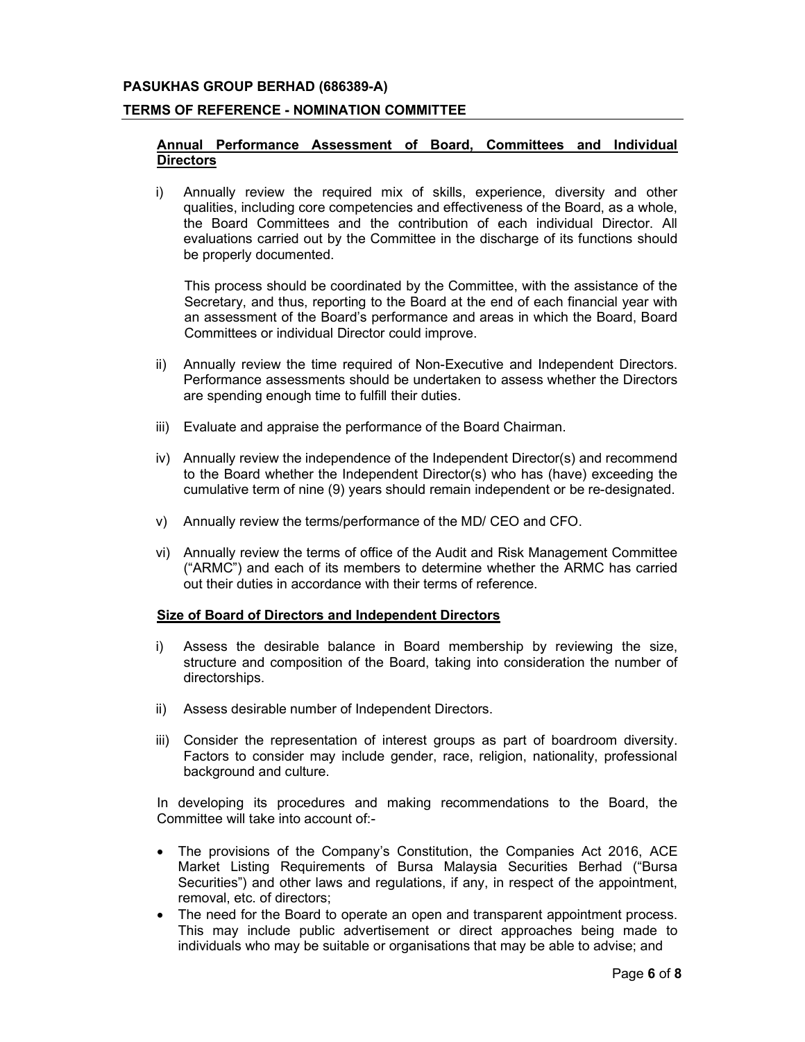**Annual Performance Assessment of Board, Committees and Individual Directors**

i) Annually review the required mix of skills, experience, diversity and other qualities, including core competencies and effectiveness of the Board, as a whole, the Board Committees and the contribution of each individual Director. All evaluations carried out by the Committee in the discharge of its functions should be properly documented.

   This process should be coordinated by the Committee, with the assistance of the Secretary, and thus, reporting to the Board at the end of each financial year with an assessment of the Board's performance and areas in which the Board, Board Committees or individual Director could improve.

ii) Annually review the time required of Non-Executive and Independent Directors. Performance assessments should be undertaken to assess whether the Directors are spending enough time to fulfill their duties.

iii) Evaluate and appraise the performance of the Board Chairman.

iv) Annually review the independence of the Independent Director(s) and recommend to the Board whether the Independent Director(s) who has (have) exceeding the cumulative term of nine (9) years should remain independent or be re-designated.

v) Annually review the terms/performance of the MD/ CEO and CFO.

vi) Annually review the terms of office of the Audit and Risk Management Committee ("ARMC") and each of its members to determine whether the ARMC has carried out their duties in accordance with their terms of reference.

**Size of Board of Directors and Independent Directors**

i) Assess the desirable balance in Board membership by reviewing the size, structure and composition of the Board, taking into consideration the number of directorships.

ii) Assess desirable number of Independent Directors.

iii) Consider the representation of interest groups as part of boardroom diversity. Factors to consider may include gender, race, religion, nationality, professional background and culture.

In developing its procedures and making recommendations to the Board, the Committee will take into account of:-

- The provisions of the Company's Constitution, the Companies Act 2016, ACE Market Listing Requirements of Bursa Malaysia Securities Berhad ("Bursa Securities") and other laws and regulations, if any, in respect of the appointment, removal, etc. of directors;
- The need for the Board to operate an open and transparent appointment process. This may include public advertisement or direct approaches being made to individuals who may be suitable or organisations that may be able to advise; and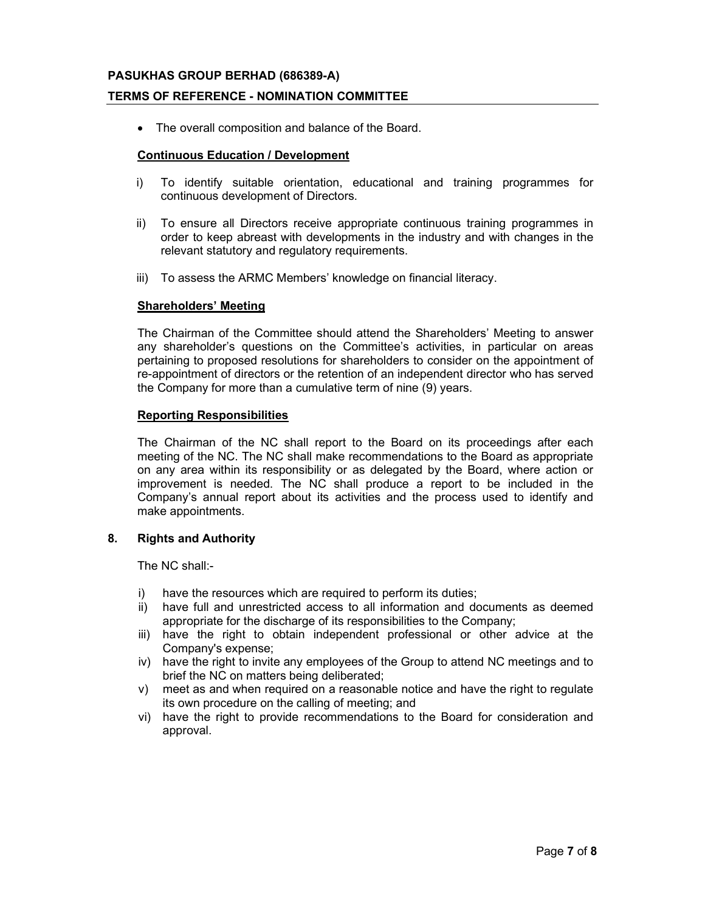- The overall composition and balance of the Board.

**Continuous Education / Development**

i) To identify suitable orientation, educational and training programmes for continuous development of Directors.

ii) To ensure all Directors receive appropriate continuous training programmes in order to keep abreast with developments in the industry and with changes in the relevant statutory and regulatory requirements.

iii) To assess the ARMC Members' knowledge on financial literacy.

**Shareholders' Meeting**

The Chairman of the Committee should attend the Shareholders' Meeting to answer any shareholder's questions on the Committee's activities, in particular on areas pertaining to proposed resolutions for shareholders to consider on the appointment of re-appointment of directors or the retention of an independent director who has served the Company for more than a cumulative term of nine (9) years.

**Reporting Responsibilities**

The Chairman of the NC shall report to the Board on its proceedings after each meeting of the NC. The NC shall make recommendations to the Board as appropriate on any area within its responsibility or as delegated by the Board, where action or improvement is needed. The NC shall produce a report to be included in the Company's annual report about its activities and the process used to identify and make appointments.

## 8. Rights and Authority

The NC shall:-

i) have the resources which are required to perform its duties;
ii) have full and unrestricted access to all information and documents as deemed appropriate for the discharge of its responsibilities to the Company;
iii) have the right to obtain independent professional or other advice at the Company's expense;
iv) have the right to invite any employees of the Group to attend NC meetings and to brief the NC on matters being deliberated;
v) meet as and when required on a reasonable notice and have the right to regulate its own procedure on the calling of meeting; and
vi) have the right to provide recommendations to the Board for consideration and approval.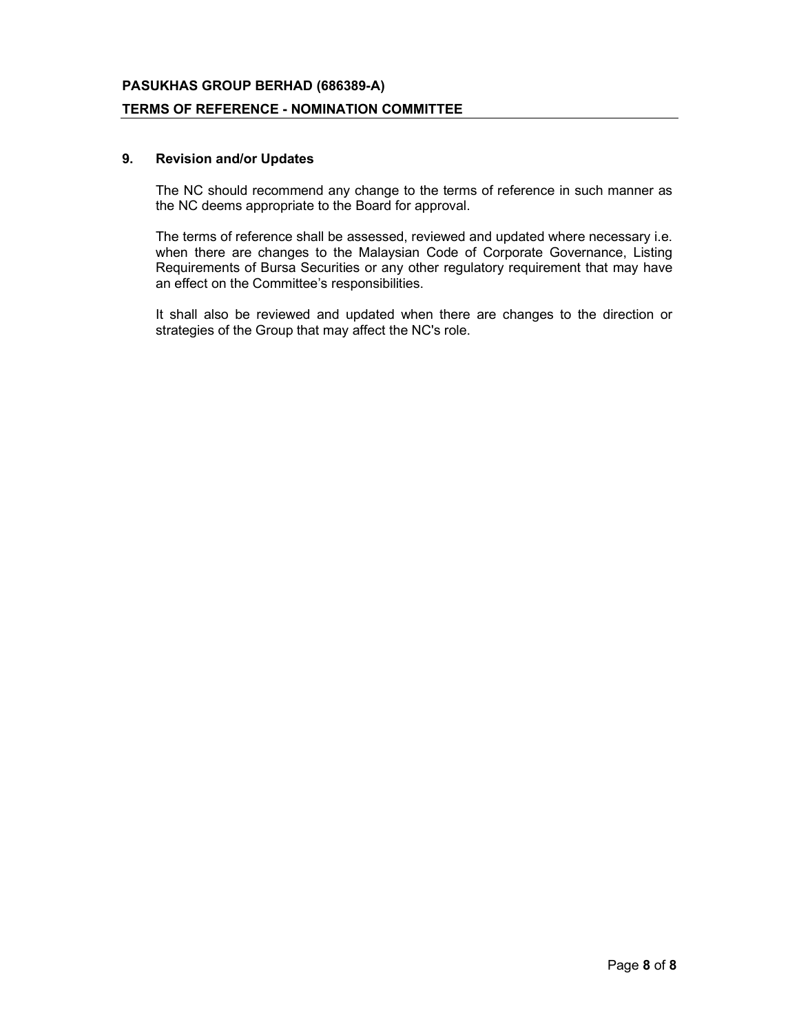## 9. Revision and/or Updates

The NC should recommend any change to the terms of reference in such manner as the NC deems appropriate to the Board for approval.

The terms of reference shall be assessed, reviewed and updated where necessary i.e. when there are changes to the Malaysian Code of Corporate Governance, Listing Requirements of Bursa Securities or any other regulatory requirement that may have an effect on the Committee's responsibilities.

It shall also be reviewed and updated when there are changes to the direction or strategies of the Group that may affect the NC's role.